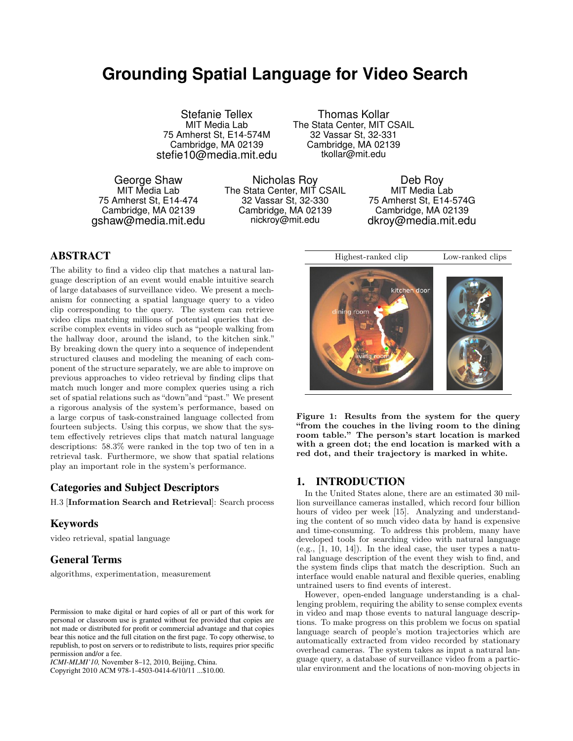# Grounding Spatial Language for Video Search

Stefanie Tellex
MIT Media Lab
75 Amherst St, E14-574M
Cambridge, MA 02139
stefie10@media.mit.edu

Thomas Kollar
The Stata Center, MIT CSAIL
32 Vassar St, 32-331
Cambridge, MA 02139
tkollar@mit.edu

George Shaw
MIT Media Lab
75 Amherst St, E14-474
Cambridge, MA 02139
gshaw@media.mit.edu

Nicholas Roy
The Stata Center, MIT CSAIL
32 Vassar St, 32-330
Cambridge, MA 02139
nickroy@mit.edu

Deb Roy
MIT Media Lab
75 Amherst St, E14-574G
Cambridge, MA 02139
dkroy@media.mit.edu

## ABSTRACT

The ability to find a video clip that matches a natural language description of an event would enable intuitive search of large databases of surveillance video. We present a mechanism for connecting a spatial language query to a video clip corresponding to the query. The system can retrieve video clips matching millions of potential queries that describe complex events in video such as "people walking from the hallway door, around the island, to the kitchen sink." By breaking down the query into a sequence of independent structured clauses and modeling the meaning of each component of the structure separately, we are able to improve on previous approaches to video retrieval by finding clips that match much longer and more complex queries using a rich set of spatial relations such as "down"and "past." We present a rigorous analysis of the system's performance, based on a large corpus of task-constrained language collected from fourteen subjects. Using this corpus, we show that the system effectively retrieves clips that match natural language descriptions: 58.3% were ranked in the top two of ten in a retrieval task. Furthermore, we show that spatial relations play an important role in the system's performance.

## Categories and Subject Descriptors

H.3 [**Information Search and Retrieval**]: Search process

## Keywords

video retrieval, spatial language

## General Terms

algorithms, experimentation, measurement

Permission to make digital or hard copies of all or part of this work for personal or classroom use is granted without fee provided that copies are not made or distributed for profit or commercial advantage and that copies bear this notice and the full citation on the first page. To copy otherwise, to republish, to post on servers or to redistribute to lists, requires prior specific permission and/or a fee.
*ICMI-MLMI'10,* November 8–12, 2010, Beijing, China.
Copyright 2010 ACM 978-1-4503-0414-6/10/11 ...$10.00.

| Highest-ranked clip | Low-ranked clips |
| --- | --- |

**Figure 1: Results from the system for the query "from the couches in the living room to the dining room table." The person's start location is marked with a green dot; the end location is marked with a red dot, and their trajectory is marked in white.**

## 1. INTRODUCTION

In the United States alone, there are an estimated 30 million surveillance cameras installed, which record four billion hours of video per week [15]. Analyzing and understanding the content of so much video data by hand is expensive and time-consuming. To address this problem, many have developed tools for searching video with natural language (e.g., [1, 10, 14]). In the ideal case, the user types a natural language description of the event they wish to find, and the system finds clips that match the description. Such an interface would enable natural and flexible queries, enabling untrained users to find events of interest.

However, open-ended language understanding is a challenging problem, requiring the ability to sense complex events in video and map those events to natural language descriptions. To make progress on this problem we focus on spatial language search of people's motion trajectories which are automatically extracted from video recorded by stationary overhead cameras. The system takes as input a natural language query, a database of surveillance video from a particular environment and the locations of non-moving objects in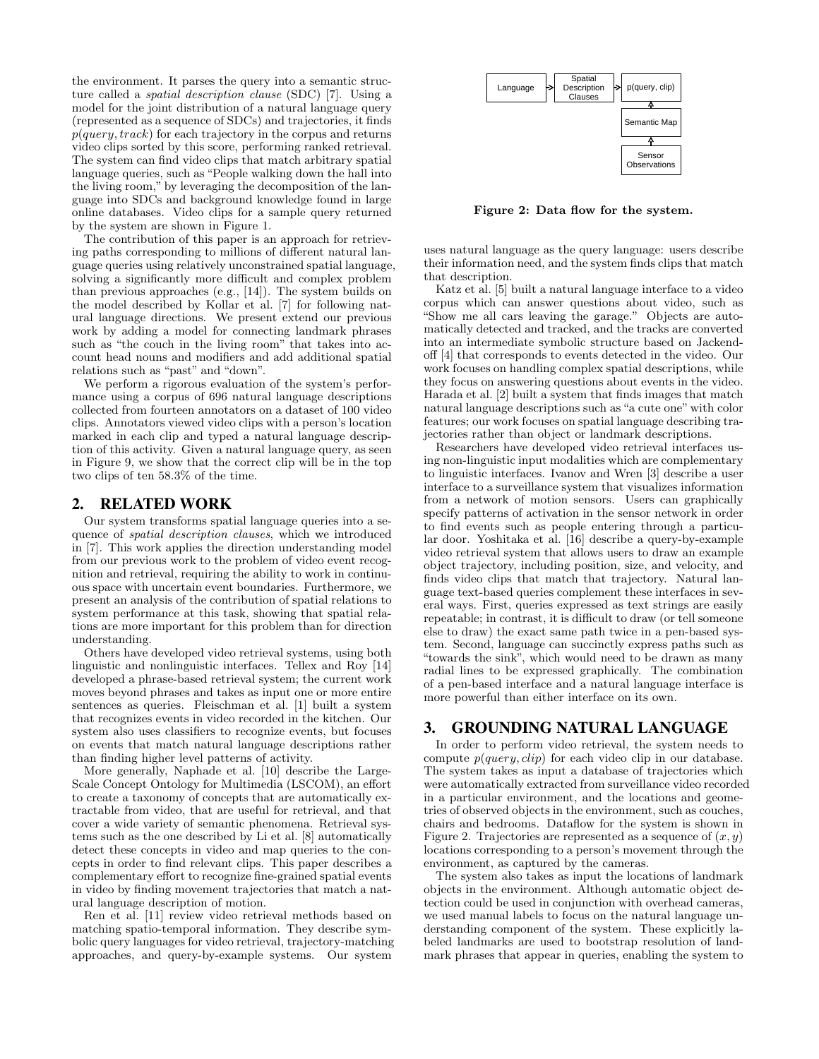the environment. It parses the query into a semantic structure called a *spatial description clause* (SDC) [7]. Using a model for the joint distribution of a natural language query (represented as a sequence of SDCs) and trajectories, it finds $p(query, track)$ for each trajectory in the corpus and returns video clips sorted by this score, performing ranked retrieval. The system can find video clips that match arbitrary spatial language queries, such as "People walking down the hall into the living room," by leveraging the decomposition of the language into SDCs and background knowledge found in large online databases. Video clips for a sample query returned by the system are shown in Figure 1.

The contribution of this paper is an approach for retrieving paths corresponding to millions of different natural language queries using relatively unconstrained spatial language, solving a significantly more difficult and complex problem than previous approaches (e.g., [14]). The system builds on the model described by Kollar et al. [7] for following natural language directions. We present extend our previous work by adding a model for connecting landmark phrases such as "the couch in the living room" that takes into account head nouns and modifiers and add additional spatial relations such as "past" and "down".

We perform a rigorous evaluation of the system's performance using a corpus of 696 natural language descriptions collected from fourteen annotators on a dataset of 100 video clips. Annotators viewed video clips with a person's location marked in each clip and typed a natural language description of this activity. Given a natural language query, as seen in Figure 9, we show that the correct clip will be in the top two clips of ten 58.3% of the time.

## 2. RELATED WORK

Our system transforms spatial language queries into a sequence of *spatial description clauses*, which we introduced in [7]. This work applies the direction understanding model from our previous work to the problem of video event recognition and retrieval, requiring the ability to work in continuous space with uncertain event boundaries. Furthermore, we present an analysis of the contribution of spatial relations to system performance at this task, showing that spatial relations are more important for this problem than for direction understanding.

Others have developed video retrieval systems, using both linguistic and nonlinguistic interfaces. Tellex and Roy [14] developed a phrase-based retrieval system; the current work moves beyond phrases and takes as input one or more entire sentences as queries. Fleischman et al. [1] built a system that recognizes events in video recorded in the kitchen. Our system also uses classifiers to recognize events, but focuses on events that match natural language descriptions rather than finding higher level patterns of activity.

More generally, Naphade et al. [10] describe the Large-Scale Concept Ontology for Multimedia (LSCOM), an effort to create a taxonomy of concepts that are automatically extractable from video, that are useful for retrieval, and that cover a wide variety of semantic phenomena. Retrieval systems such as the one described by Li et al. [8] automatically detect these concepts in video and map queries to the concepts in order to find relevant clips. This paper describes a complementary effort to recognize fine-grained spatial events in video by finding movement trajectories that match a natural language description of motion.

Ren et al. [11] review video retrieval methods based on matching spatio-temporal information. They describe symbolic query languages for video retrieval, trajectory-matching approaches, and query-by-example systems. Our system

Language
Spatial Description Clauses
p(query, clip)
Semantic Map
Sensor Observations

**Figure 2: Data flow for the system.**

uses natural language as the query language: users describe their information need, and the system finds clips that match that description.

Katz et al. [5] built a natural language interface to a video corpus which can answer questions about video, such as "Show me all cars leaving the garage." Objects are automatically detected and tracked, and the tracks are converted into an intermediate symbolic structure based on Jackendoff [4] that corresponds to events detected in the video. Our work focuses on handling complex spatial descriptions, while they focus on answering questions about events in the video. Harada et al. [2] built a system that finds images that match natural language descriptions such as "a cute one" with color features; our work focuses on spatial language describing trajectories rather than object or landmark descriptions.

Researchers have developed video retrieval interfaces using non-linguistic input modalities which are complementary to linguistic interfaces. Ivanov and Wren [3] describe a user interface to a surveillance system that visualizes information from a network of motion sensors. Users can graphically specify patterns of activation in the sensor network in order to find events such as people entering through a particular door. Yoshitaka et al. [16] describe a query-by-example video retrieval system that allows users to draw an example object trajectory, including position, size, and velocity, and finds video clips that match that trajectory. Natural language text-based queries complement these interfaces in several ways. First, queries expressed as text strings are easily repeatable; in contrast, it is difficult to draw (or tell someone else to draw) the exact same path twice in a pen-based system. Second, language can succinctly express paths such as "towards the sink", which would need to be drawn as many radial lines to be expressed graphically. The combination of a pen-based interface and a natural language interface is more powerful than either interface on its own.

## 3. GROUNDING NATURAL LANGUAGE

In order to perform video retrieval, the system needs to compute $p(query, clip)$ for each video clip in our database. The system takes as input a database of trajectories which were automatically extracted from surveillance video recorded in a particular environment, and the locations and geometries of observed objects in the environment, such as couches, chairs and bedrooms. Dataflow for the system is shown in Figure 2. Trajectories are represented as a sequence of $(x, y)$ locations corresponding to a person's movement through the environment, as captured by the cameras.

The system also takes as input the locations of landmark objects in the environment. Although automatic object detection could be used in conjunction with overhead cameras, we used manual labels to focus on the natural language understanding component of the system. These explicitly labeled landmarks are used to bootstrap resolution of landmark phrases that appear in queries, enabling the system to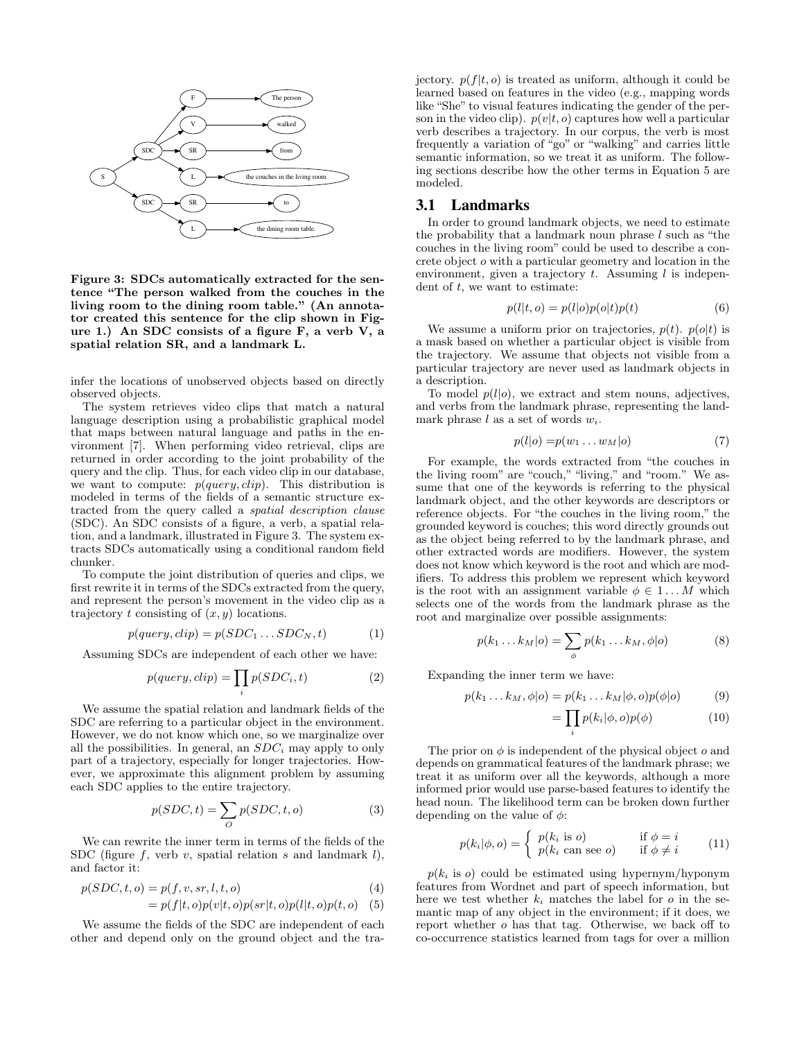Figure 3: SDCs automatically extracted for the sentence "The person walked from the couches in the living room to the dining room table." (An annotator created this sentence for the clip shown in Figure 1.) An SDC consists of a figure F, a verb V, a spatial relation SR, and a landmark L.

infer the locations of unobserved objects based on directly observed objects.

The system retrieves video clips that match a natural language description using a probabilistic graphical model that maps between natural language and paths in the environment [7]. When performing video retrieval, clips are returned in order according to the joint probability of the query and the clip. Thus, for each video clip in our database, we want to compute: $p(query, clip)$. This distribution is modeled in terms of the fields of a semantic structure extracted from the query called a *spatial description clause* (SDC). An SDC consists of a figure, a verb, a spatial relation, and a landmark, illustrated in Figure 3. The system extracts SDCs automatically using a conditional random field chunker.

To compute the joint distribution of queries and clips, we first rewrite it in terms of the SDCs extracted from the query, and represent the person's movement in the video clip as a trajectory $t$ consisting of $(x, y)$ locations.

$$p(query, clip) = p(SDC_1 \dots SDC_N, t) \tag{1}$$

Assuming SDCs are independent of each other we have:

$$p(query, clip) = \prod_i p(SDC_i, t) \tag{2}$$

We assume the spatial relation and landmark fields of the SDC are referring to a particular object in the environment. However, we do not know which one, so we marginalize over all the possibilities. In general, an $SDC_i$ may apply to only part of a trajectory, especially for longer trajectories. However, we approximate this alignment problem by assuming each SDC applies to the entire trajectory.

$$p(SDC, t) = \sum_O p(SDC, t, o) \tag{3}$$

We can rewrite the inner term in terms of the fields of the SDC (figure $f$, verb $v$, spatial relation $s$ and landmark $l$), and factor it:

$$p(SDC, t, o) = p(f, v, sr, l, t, o) \tag{4}$$

$$= p(f|t, o)p(v|t, o)p(sr|t, o)p(l|t, o)p(t, o) \tag{5}$$

We assume the fields of the SDC are independent of each other and depend only on the ground object and the trajectory. $p(f|t, o)$ is treated as uniform, although it could be learned based on features in the video (e.g., mapping words like "She" to visual features indicating the gender of the person in the video clip). $p(v|t, o)$ captures how well a particular verb describes a trajectory. In our corpus, the verb is most frequently a variation of "go" or "walking" and carries little semantic information, so we treat it as uniform. The following sections describe how the other terms in Equation 5 are modeled.

## 3.1 Landmarks

In order to ground landmark objects, we need to estimate the probability that a landmark noun phrase $l$ such as "the couches in the living room" could be used to describe a concrete object $o$ with a particular geometry and location in the environment, given a trajectory $t$. Assuming $l$ is independent of $t$, we want to estimate:

$$p(l|t, o) = p(l|o)p(o|t)p(t) \tag{6}$$

We assume a uniform prior on trajectories, $p(t)$. $p(o|t)$ is a mask based on whether a particular object is visible from the trajectory. We assume that objects not visible from a particular trajectory are never used as landmark objects in a description.

To model $p(l|o)$, we extract and stem nouns, adjectives, and verbs from the landmark phrase, representing the landmark phrase $l$ as a set of words $w_i$.

$$p(l|o) = p(w_1 \dots w_M|o) \tag{7}$$

For example, the words extracted from "the couches in the living room" are "couch," "living," and "room." We assume that one of the keywords is referring to the physical landmark object, and the other keywords are descriptors or reference objects. For "the couches in the living room," the grounded keyword is couches; this word directly grounds out as the object being referred to by the landmark phrase, and other extracted words are modifiers. However, the system does not know which keyword is the root and which are modifiers. To address this problem we represent which keyword is the root with an assignment variable $\phi \in 1 \dots M$ which selects one of the words from the landmark phrase as the root and marginalize over possible assignments:

$$p(k_1 \dots k_M|o) = \sum_\phi p(k_1 \dots k_M, \phi|o) \tag{8}$$

Expanding the inner term we have:

$$p(k_1 \dots k_M, \phi|o) = p(k_1 \dots k_M|\phi, o)p(\phi|o) \tag{9}$$

$$= \prod_i p(k_i|\phi, o)p(\phi) \tag{10}$$

The prior on $\phi$ is independent of the physical object $o$ and depends on grammatical features of the landmark phrase; we treat it as uniform over all the keywords, although a more informed prior would use parse-based features to identify the head noun. The likelihood term can be broken down further depending on the value of $\phi$:

$$p(k_i|\phi, o) = \begin{cases} p(k_i \text{ is } o) & \text{if } \phi = i \\ p(k_i \text{ can see } o) & \text{if } \phi \neq i \end{cases} \tag{11}$$

$p(k_i \text{ is } o)$ could be estimated using hypernym/hyponym features from Wordnet and part of speech information, but here we test whether $k_i$ matches the label for $o$ in the semantic map of any object in the environment; if it does, we report whether $o$ has that tag. Otherwise, we back off to co-occurrence statistics learned from tags for over a million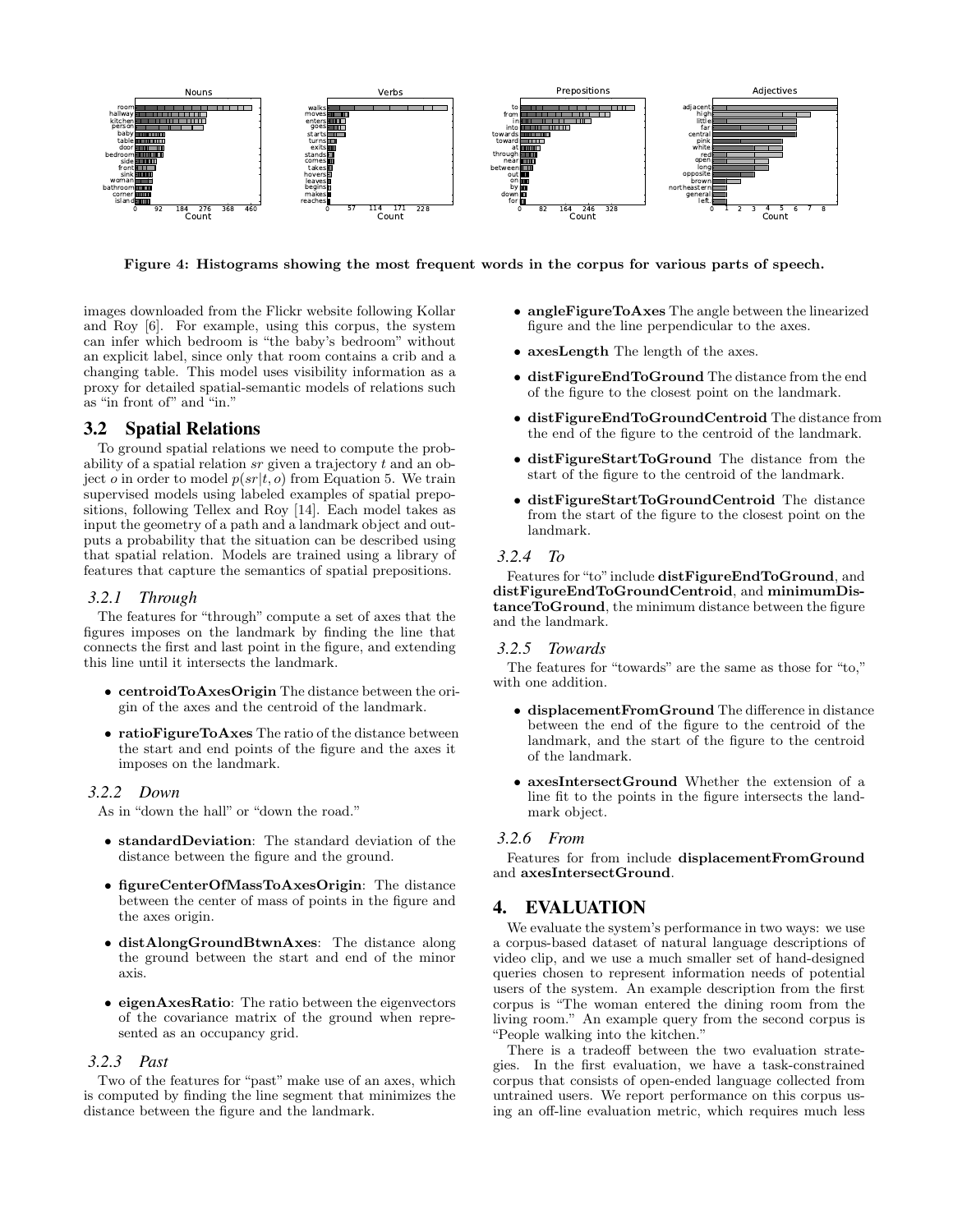Figure 4: Histograms showing the most frequent words in the corpus for various parts of speech.

images downloaded from the Flickr website following Kollar and Roy [6]. For example, using this corpus, the system can infer which bedroom is "the baby's bedroom" without an explicit label, since only that room contains a crib and a changing table. This model uses visibility information as a proxy for detailed spatial-semantic models of relations such as "in front of" and "in."

## 3.2 Spatial Relations

To ground spatial relations we need to compute the probability of a spatial relation $sr$ given a trajectory $t$ and an object $o$ in order to model $p(sr|t, o)$ from Equation 5. We train supervised models using labeled examples of spatial prepositions, following Tellex and Roy [14]. Each model takes as input the geometry of a path and a landmark object and outputs a probability that the situation can be described using that spatial relation. Models are trained using a library of features that capture the semantics of spatial prepositions.

### 3.2.1 Through

The features for "through" compute a set of axes that the figures imposes on the landmark by finding the line that connects the first and last point in the figure, and extending this line until it intersects the landmark.

- **centroidToAxesOrigin** The distance between the origin of the axes and the centroid of the landmark.
- **ratioFigureToAxes** The ratio of the distance between the start and end points of the figure and the axes it imposes on the landmark.

### 3.2.2 Down

As in "down the hall" or "down the road."

- **standardDeviation**: The standard deviation of the distance between the figure and the ground.
- **figureCenterOfMassToAxesOrigin**: The distance between the center of mass of points in the figure and the axes origin.
- **distAlongGroundBtwnAxes**: The distance along the ground between the start and end of the minor axis.
- **eigenAxesRatio**: The ratio between the eigenvectors of the covariance matrix of the ground when represented as an occupancy grid.

### 3.2.3 Past

Two of the features for "past" make use of an axes, which is computed by finding the line segment that minimizes the distance between the figure and the landmark.

- **angleFigureToAxes** The angle between the linearized figure and the line perpendicular to the axes.
- **axesLength** The length of the axes.
- **distFigureEndToGround** The distance from the end of the figure to the closest point on the landmark.
- **distFigureEndToGroundCentroid** The distance from the end of the figure to the centroid of the landmark.
- **distFigureStartToGround** The distance from the start of the figure to the centroid of the landmark.
- **distFigureStartToGroundCentroid** The distance from the start of the figure to the closest point on the landmark.

### 3.2.4 To

Features for "to" include **distFigureEndToGround**, and **distFigureEndToGroundCentroid**, and **minimumDistanceToGround**, the minimum distance between the figure and the landmark.

### 3.2.5 Towards

The features for "towards" are the same as those for "to," with one addition.

- **displacementFromGround** The difference in distance between the end of the figure to the centroid of the landmark, and the start of the figure to the centroid of the landmark.
- **axesIntersectGround** Whether the extension of a line fit to the points in the figure intersects the landmark object.

### 3.2.6 From

Features for from include **displacementFromGround** and **axesIntersectGround**.

# 4. EVALUATION

We evaluate the system's performance in two ways: we use a corpus-based dataset of natural language descriptions of video clip, and we use a much smaller set of hand-designed queries chosen to represent information needs of potential users of the system. An example description from the first corpus is "The woman entered the dining room from the living room." An example query from the second corpus is "People walking into the kitchen."

There is a tradeoff between the two evaluation strategies. In the first evaluation, we have a task-constrained corpus that consists of open-ended language collected from untrained users. We report performance on this corpus using an off-line evaluation metric, which requires much less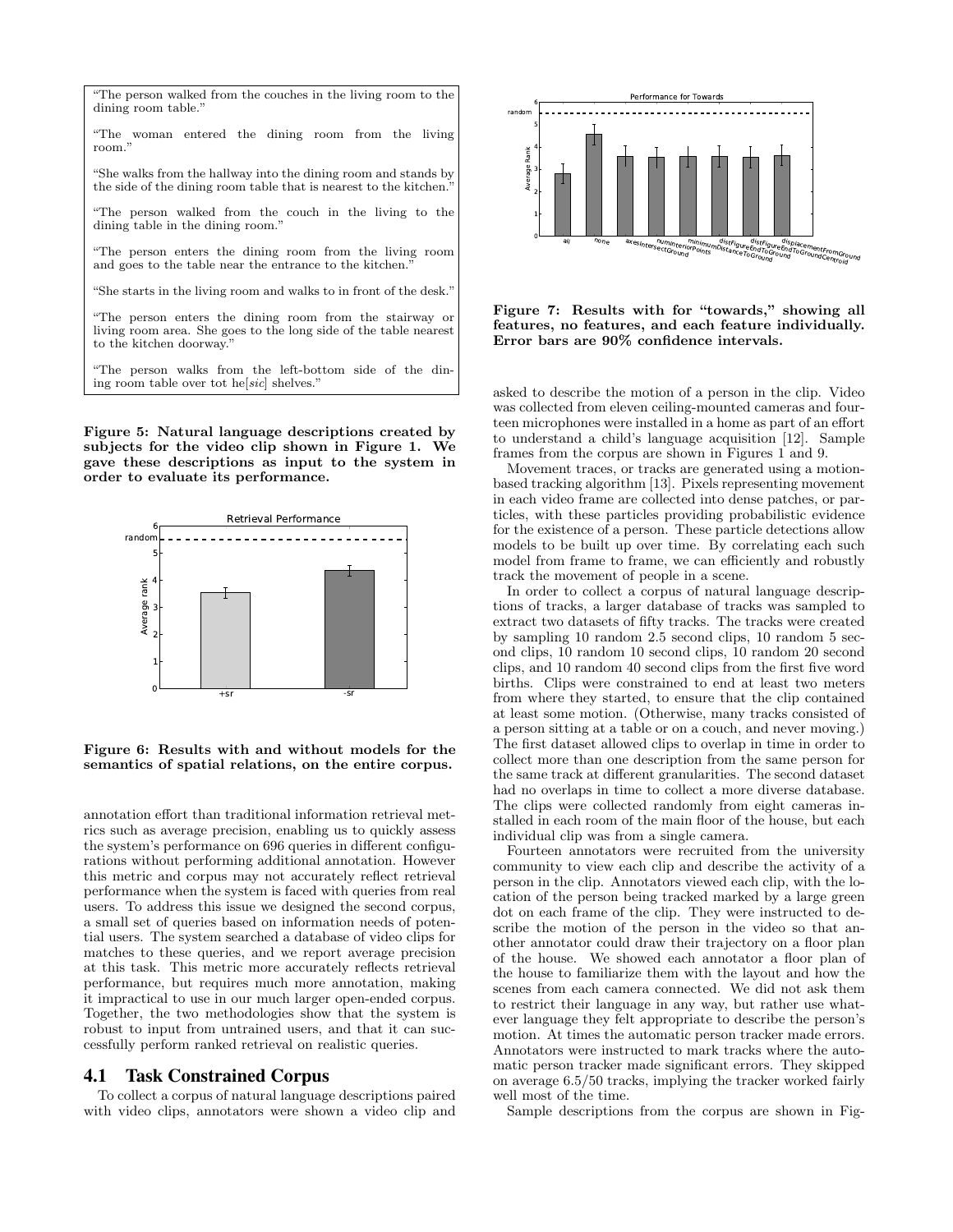"The person walked from the couches in the living room to the dining room table."

"The woman entered the dining room from the living room."

"She walks from the hallway into the dining room and stands by the side of the dining room table that is nearest to the kitchen."

"The person walked from the couch in the living to the dining table in the dining room."

"The person enters the dining room from the living room and goes to the table near the entrance to the kitchen."

"She starts in the living room and walks to in front of the desk."

"The person enters the dining room from the stairway or living room area. She goes to the long side of the table nearest to the kitchen doorway."

"The person walks from the left-bottom side of the dining room table over tot he[*sic*] shelves."

**Figure 5: Natural language descriptions created by subjects for the video clip shown in Figure 1. We gave these descriptions as input to the system in order to evaluate its performance.**

**Figure 6: Results with and without models for the semantics of spatial relations, on the entire corpus.**

annotation effort than traditional information retrieval metrics such as average precision, enabling us to quickly assess the system's performance on 696 queries in different configurations without performing additional annotation. However this metric and corpus may not accurately reflect retrieval performance when the system is faced with queries from real users. To address this issue we designed the second corpus, a small set of queries based on information needs of potential users. The system searched a database of video clips for matches to these queries, and we report average precision at this task. This metric more accurately reflects retrieval performance, but requires much more annotation, making it impractical to use in our much larger open-ended corpus. Together, the two methodologies show that the system is robust to input from untrained users, and that it can successfully perform ranked retrieval on realistic queries.

## 4.1 Task Constrained Corpus

To collect a corpus of natural language descriptions paired with video clips, annotators were shown a video clip and

**Figure 7: Results with for "towards," showing all features, no features, and each feature individually. Error bars are 90% confidence intervals.**

asked to describe the motion of a person in the clip. Video was collected from eleven ceiling-mounted cameras and fourteen microphones were installed in a home as part of an effort to understand a child's language acquisition [12]. Sample frames from the corpus are shown in Figures 1 and 9.

Movement traces, or tracks are generated using a motion-based tracking algorithm [13]. Pixels representing movement in each video frame are collected into dense patches, or particles, with these particles providing probabilistic evidence for the existence of a person. These particle detections allow models to be built up over time. By correlating each such model from frame to frame, we can efficiently and robustly track the movement of people in a scene.

In order to collect a corpus of natural language descriptions of tracks, a larger database of tracks was sampled to extract two datasets of fifty tracks. The tracks were created by sampling 10 random 2.5 second clips, 10 random 5 second clips, 10 random 10 second clips, 10 random 20 second clips, and 10 random 40 second clips from the first five word births. Clips were constrained to end at least two meters from where they started, to ensure that the clip contained at least some motion. (Otherwise, many tracks consisted of a person sitting at a table or on a couch, and never moving.) The first dataset allowed clips to overlap in time in order to collect more than one description from the same person for the same track at different granularities. The second dataset had no overlaps in time to collect a more diverse database. The clips were collected randomly from eight cameras installed in each room of the main floor of the house, but each individual clip was from a single camera.

Fourteen annotators were recruited from the university community to view each clip and describe the activity of a person in the clip. Annotators viewed each clip, with the location of the person being tracked marked by a large green dot on each frame of the clip. They were instructed to describe the motion of the person in the video so that another annotator could draw their trajectory on a floor plan of the house. We showed each annotator a floor plan of the house to familiarize them with the layout and how the scenes from each camera connected. We did not ask them to restrict their language in any way, but rather use whatever language they felt appropriate to describe the person's motion. At times the automatic person tracker made errors. Annotators were instructed to mark tracks where the automatic person tracker made significant errors. They skipped on average 6.5/50 tracks, implying the tracker worked fairly well most of the time.

Sample descriptions from the corpus are shown in Fig-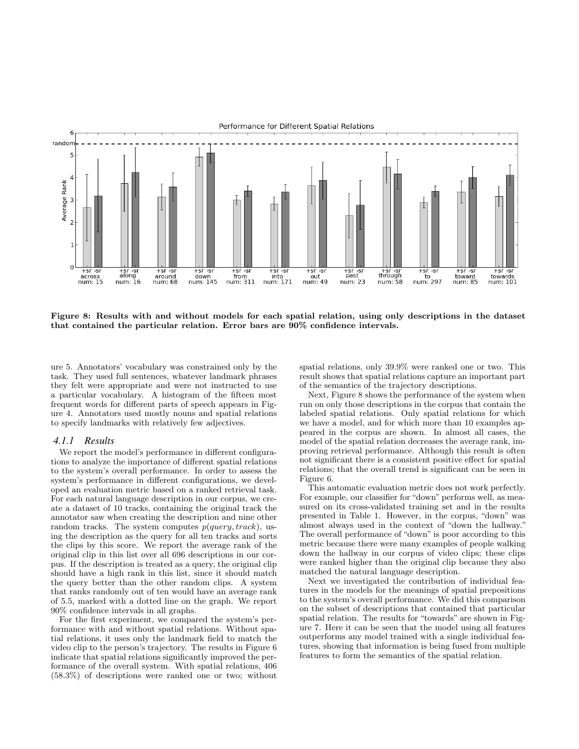Figure 8: Results with and without models for each spatial relation, using only descriptions in the dataset that contained the particular relation. Error bars are 90% confidence intervals.

ure 5. Annotators' vocabulary was constrained only by the task. They used full sentences, whatever landmark phrases they felt were appropriate and were not instructed to use a particular vocabulary. A histogram of the fifteen most frequent words for different parts of speech appears in Figure 4. Annotators used mostly nouns and spatial relations to specify landmarks with relatively few adjectives.

### 4.1.1 Results

We report the model's performance in different configurations to analyze the importance of different spatial relations to the system's overall performance. In order to assess the system's performance in different configurations, we developed an evaluation metric based on a ranked retrieval task. For each natural language description in our corpus, we create a dataset of 10 tracks, containing the original track the annotator saw when creating the description and nine other random tracks. The system computes $p(query, track)$, using the description as the query for all ten tracks and sorts the clips by this score. We report the average rank of the original clip in this list over all 696 descriptions in our corpus. If the description is treated as a query, the original clip should have a high rank in this list, since it should match the query better than the other random clips. A system that ranks randomly out of ten would have an average rank of 5.5, marked with a dotted line on the graph. We report 90% confidence intervals in all graphs.

For the first experiment, we compared the system's performance with and without spatial relations. Without spatial relations, it uses only the landmark field to match the video clip to the person's trajectory. The results in Figure 6 indicate that spatial relations significantly improved the performance of the overall system. With spatial relations, 406 (58.3%) of descriptions were ranked one or two; without spatial relations, only 39.9% were ranked one or two. This result shows that spatial relations capture an important part of the semantics of the trajectory descriptions.

Next, Figure 8 shows the performance of the system when run on only those descriptions in the corpus that contain the labeled spatial relations. Only spatial relations for which we have a model, and for which more than 10 examples appeared in the corpus are shown. In almost all cases, the model of the spatial relation decreases the average rank, improving retrieval performance. Although this result is often not significant there is a consistent positive effect for spatial relations; that the overall trend is significant can be seen in Figure 6.

This automatic evaluation metric does not work perfectly. For example, our classifier for "down" performs well, as measured on its cross-validated training set and in the results presented in Table 1. However, in the corpus, "down" was almost always used in the context of "down the hallway." The overall performance of "down" is poor according to this metric because there were many examples of people walking down the hallway in our corpus of video clips; these clips were ranked higher than the original clip because they also matched the natural language description.

Next we investigated the contribution of individual features in the models for the meanings of spatial prepositions to the system's overall performance. We did this comparison on the subset of descriptions that contained that particular spatial relation. The results for "towards" are shown in Figure 7. Here it can be seen that the model using all features outperforms any model trained with a single individual features, showing that information is being fused from multiple features to form the semantics of the spatial relation.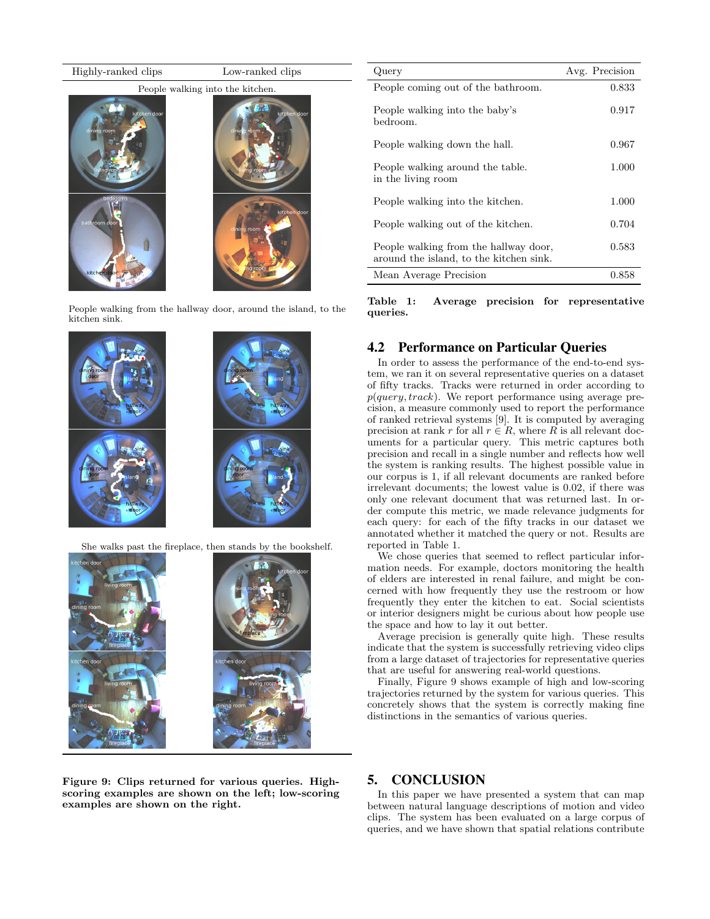| Highly-ranked clips | Low-ranked clips |
|---|---|
| People walking into the kitchen. | |

People walking from the hallway door, around the island, to the kitchen sink.

She walks past the fireplace, then stands by the bookshelf.

**Figure 9: Clips returned for various queries. High-scoring examples are shown on the left; low-scoring examples are shown on the right.**

| Query | Avg. Precision |
|---|---|
| People coming out of the bathroom. | 0.833 |
| People walking into the baby's bedroom. | 0.917 |
| People walking down the hall. | 0.967 |
| People walking around the table. in the living room | 1.000 |
| People walking into the kitchen. | 1.000 |
| People walking out of the kitchen. | 0.704 |
| People walking from the hallway door, around the island, to the kitchen sink. | 0.583 |
| Mean Average Precision | 0.858 |

**Table 1: Average precision for representative queries.**

## 4.2 Performance on Particular Queries

In order to assess the performance of the end-to-end system, we ran it on several representative queries on a dataset of fifty tracks. Tracks were returned in order according to $p(query, track)$. We report performance using average precision, a measure commonly used to report the performance of ranked retrieval systems [9]. It is computed by averaging precision at rank $r$ for all $r \in R$, where $R$ is all relevant documents for a particular query. This metric captures both precision and recall in a single number and reflects how well the system is ranking results. The highest possible value in our corpus is 1, if all relevant documents are ranked before irrelevant documents; the lowest value is 0.02, if there was only one relevant document that was returned last. In order compute this metric, we made relevance judgments for each query: for each of the fifty tracks in our dataset we annotated whether it matched the query or not. Results are reported in Table 1.

We chose queries that seemed to reflect particular information needs. For example, doctors monitoring the health of elders are interested in renal failure, and might be concerned with how frequently they use the restroom or how frequently they enter the kitchen to eat. Social scientists or interior designers might be curious about how people use the space and how to lay it out better.

Average precision is generally quite high. These results indicate that the system is successfully retrieving video clips from a large dataset of trajectories for representative queries that are useful for answering real-world questions.

Finally, Figure 9 shows example of high and low-scoring trajectories returned by the system for various queries. This concretely shows that the system is correctly making fine distinctions in the semantics of various queries.

# 5. CONCLUSION

In this paper we have presented a system that can map between natural language descriptions of motion and video clips. The system has been evaluated on a large corpus of queries, and we have shown that spatial relations contribute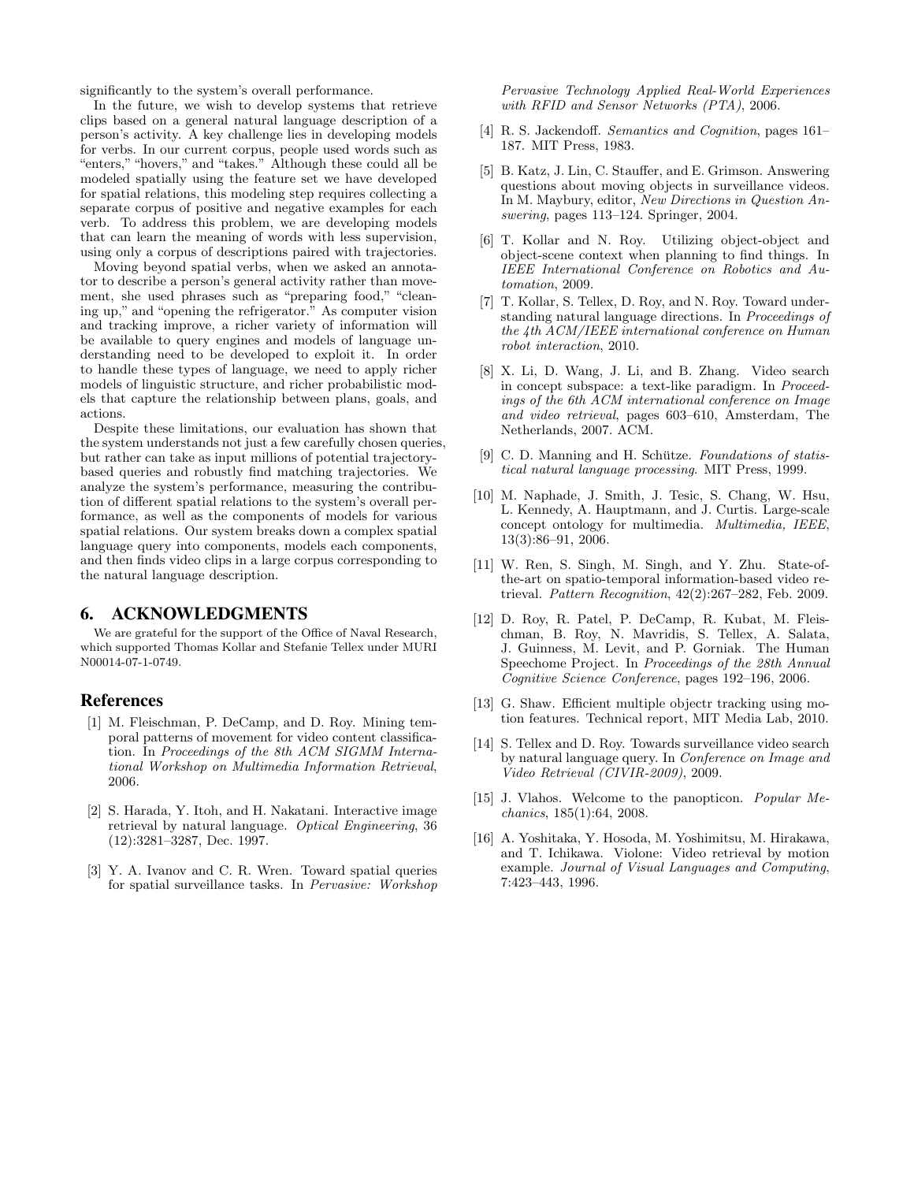significantly to the system's overall performance.

In the future, we wish to develop systems that retrieve clips based on a general natural language description of a person's activity. A key challenge lies in developing models for verbs. In our current corpus, people used words such as "enters," "hovers," and "takes." Although these could all be modeled spatially using the feature set we have developed for spatial relations, this modeling step requires collecting a separate corpus of positive and negative examples for each verb. To address this problem, we are developing models that can learn the meaning of words with less supervision, using only a corpus of descriptions paired with trajectories.

Moving beyond spatial verbs, when we asked an annotator to describe a person's general activity rather than movement, she used phrases such as "preparing food," "cleaning up," and "opening the refrigerator." As computer vision and tracking improve, a richer variety of information will be available to query engines and models of language understanding need to be developed to exploit it. In order to handle these types of language, we need to apply richer models of linguistic structure, and richer probabilistic models that capture the relationship between plans, goals, and actions.

Despite these limitations, our evaluation has shown that the system understands not just a few carefully chosen queries, but rather can take as input millions of potential trajectory-based queries and robustly find matching trajectories. We analyze the system's performance, measuring the contribution of different spatial relations to the system's overall performance, as well as the components of models for various spatial relations. Our system breaks down a complex spatial language query into components, models each components, and then finds video clips in a large corpus corresponding to the natural language description.

## 6. ACKNOWLEDGMENTS

We are grateful for the support of the Office of Naval Research, which supported Thomas Kollar and Stefanie Tellex under MURI N00014-07-1-0749.

## References

[1] M. Fleischman, P. DeCamp, and D. Roy. Mining temporal patterns of movement for video content classification. In *Proceedings of the 8th ACM SIGMM International Workshop on Multimedia Information Retrieval*, 2006.

[2] S. Harada, Y. Itoh, and H. Nakatani. Interactive image retrieval by natural language. *Optical Engineering*, 36 (12):3281–3287, Dec. 1997.

[3] Y. A. Ivanov and C. R. Wren. Toward spatial queries for spatial surveillance tasks. In *Pervasive: Workshop Pervasive Technology Applied Real-World Experiences with RFID and Sensor Networks (PTA)*, 2006.

[4] R. S. Jackendoff. *Semantics and Cognition*, pages 161–187. MIT Press, 1983.

[5] B. Katz, J. Lin, C. Stauffer, and E. Grimson. Answering questions about moving objects in surveillance videos. In M. Maybury, editor, *New Directions in Question Answering*, pages 113–124. Springer, 2004.

[6] T. Kollar and N. Roy. Utilizing object-object and object-scene context when planning to find things. In *IEEE International Conference on Robotics and Automation*, 2009.

[7] T. Kollar, S. Tellex, D. Roy, and N. Roy. Toward understanding natural language directions. In *Proceedings of the 4th ACM/IEEE international conference on Human robot interaction*, 2010.

[8] X. Li, D. Wang, J. Li, and B. Zhang. Video search in concept subspace: a text-like paradigm. In *Proceedings of the 6th ACM international conference on Image and video retrieval*, pages 603–610, Amsterdam, The Netherlands, 2007. ACM.

[9] C. D. Manning and H. Schütze. *Foundations of statistical natural language processing*. MIT Press, 1999.

[10] M. Naphade, J. Smith, J. Tesic, S. Chang, W. Hsu, L. Kennedy, A. Hauptmann, and J. Curtis. Large-scale concept ontology for multimedia. *Multimedia, IEEE*, 13(3):86–91, 2006.

[11] W. Ren, S. Singh, M. Singh, and Y. Zhu. State-of-the-art on spatio-temporal information-based video retrieval. *Pattern Recognition*, 42(2):267–282, Feb. 2009.

[12] D. Roy, R. Patel, P. DeCamp, R. Kubat, M. Fleischman, B. Roy, N. Mavridis, S. Tellex, A. Salata, J. Guinness, M. Levit, and P. Gorniak. The Human Speechome Project. In *Proceedings of the 28th Annual Cognitive Science Conference*, pages 192–196, 2006.

[13] G. Shaw. Efficient multiple objectr tracking using motion features. Technical report, MIT Media Lab, 2010.

[14] S. Tellex and D. Roy. Towards surveillance video search by natural language query. In *Conference on Image and Video Retrieval (CIVIR-2009)*, 2009.

[15] J. Vlahos. Welcome to the panopticon. *Popular Mechanics*, 185(1):64, 2008.

[16] A. Yoshitaka, Y. Hosoda, M. Yoshimitsu, M. Hirakawa, and T. Ichikawa. Violone: Video retrieval by motion example. *Journal of Visual Languages and Computing*, 7:423–443, 1996.